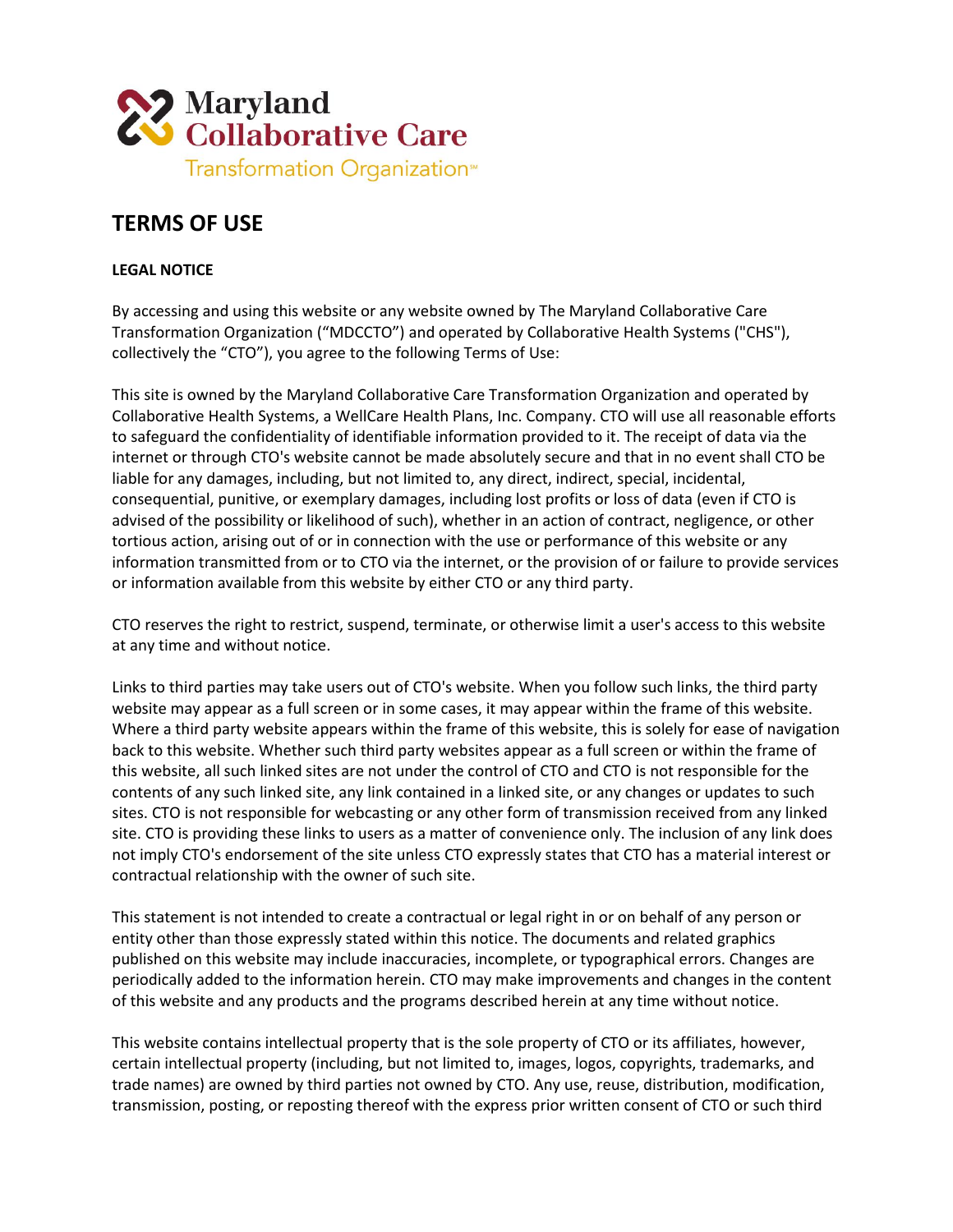Maryland Collaborative Care Transformation Organization℠

# TERMS OF USE

**LEGAL NOTICE**

By accessing and using this website or any website owned by The Maryland Collaborative Care Transformation Organization ("MDCCTO") and operated by Collaborative Health Systems ("CHS"), collectively the "CTO"), you agree to the following Terms of Use:

This site is owned by the Maryland Collaborative Care Transformation Organization and operated by Collaborative Health Systems, a WellCare Health Plans, Inc. Company. CTO will use all reasonable efforts to safeguard the confidentiality of identifiable information provided to it. The receipt of data via the internet or through CTO's website cannot be made absolutely secure and that in no event shall CTO be liable for any damages, including, but not limited to, any direct, indirect, special, incidental, consequential, punitive, or exemplary damages, including lost profits or loss of data (even if CTO is advised of the possibility or likelihood of such), whether in an action of contract, negligence, or other tortious action, arising out of or in connection with the use or performance of this website or any information transmitted from or to CTO via the internet, or the provision of or failure to provide services or information available from this website by either CTO or any third party.

CTO reserves the right to restrict, suspend, terminate, or otherwise limit a user's access to this website at any time and without notice.

Links to third parties may take users out of CTO's website. When you follow such links, the third party website may appear as a full screen or in some cases, it may appear within the frame of this website. Where a third party website appears within the frame of this website, this is solely for ease of navigation back to this website. Whether such third party websites appear as a full screen or within the frame of this website, all such linked sites are not under the control of CTO and CTO is not responsible for the contents of any such linked site, any link contained in a linked site, or any changes or updates to such sites. CTO is not responsible for webcasting or any other form of transmission received from any linked site. CTO is providing these links to users as a matter of convenience only. The inclusion of any link does not imply CTO's endorsement of the site unless CTO expressly states that CTO has a material interest or contractual relationship with the owner of such site.

This statement is not intended to create a contractual or legal right in or on behalf of any person or entity other than those expressly stated within this notice. The documents and related graphics published on this website may include inaccuracies, incomplete, or typographical errors. Changes are periodically added to the information herein. CTO may make improvements and changes in the content of this website and any products and the programs described herein at any time without notice.

This website contains intellectual property that is the sole property of CTO or its affiliates, however, certain intellectual property (including, but not limited to, images, logos, copyrights, trademarks, and trade names) are owned by third parties not owned by CTO. Any use, reuse, distribution, modification, transmission, posting, or reposting thereof with the express prior written consent of CTO or such third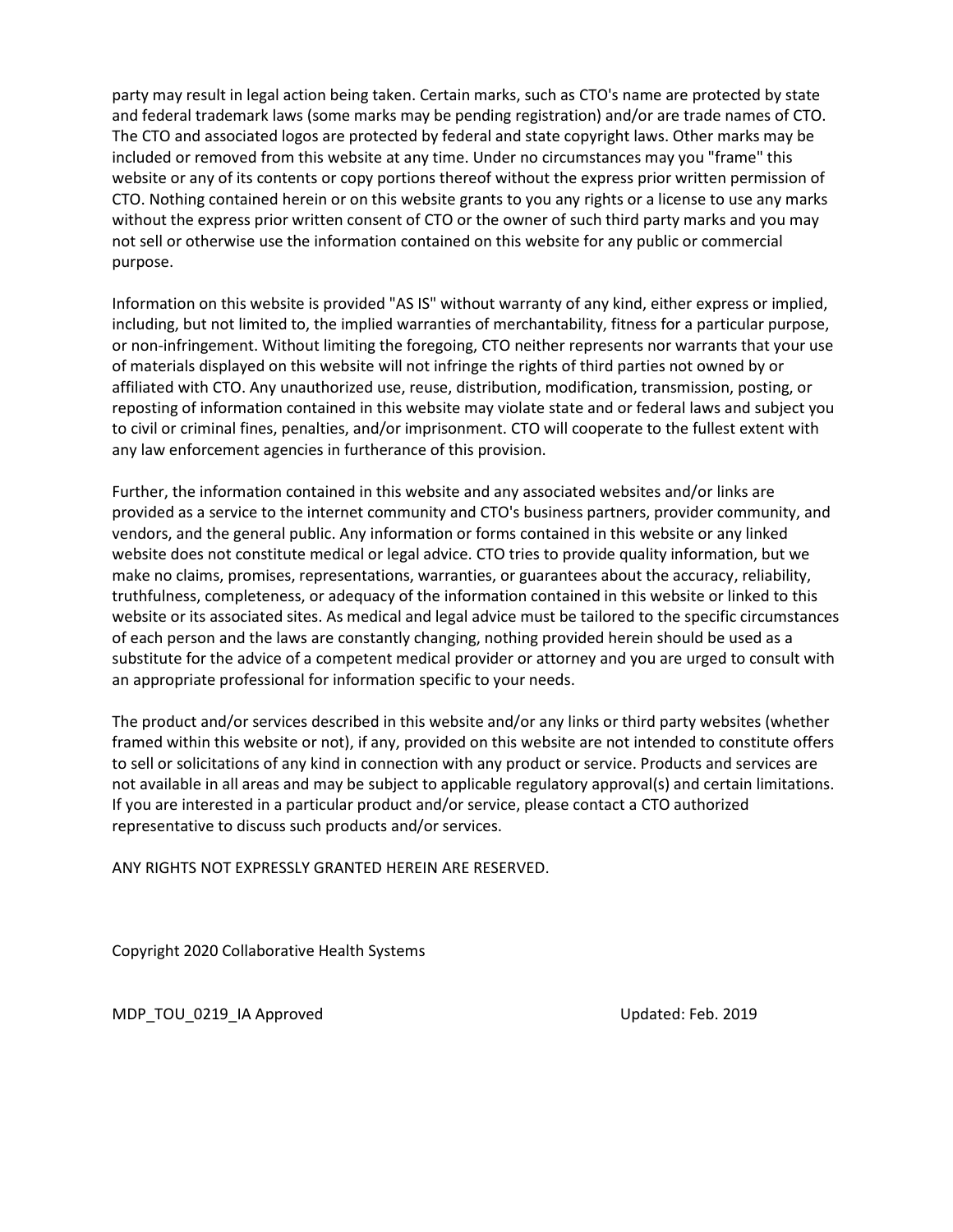party may result in legal action being taken. Certain marks, such as CTO's name are protected by state and federal trademark laws (some marks may be pending registration) and/or are trade names of CTO. The CTO and associated logos are protected by federal and state copyright laws. Other marks may be included or removed from this website at any time. Under no circumstances may you "frame" this website or any of its contents or copy portions thereof without the express prior written permission of CTO. Nothing contained herein or on this website grants to you any rights or a license to use any marks without the express prior written consent of CTO or the owner of such third party marks and you may not sell or otherwise use the information contained on this website for any public or commercial purpose.

Information on this website is provided "AS IS" without warranty of any kind, either express or implied, including, but not limited to, the implied warranties of merchantability, fitness for a particular purpose, or non-infringement. Without limiting the foregoing, CTO neither represents nor warrants that your use of materials displayed on this website will not infringe the rights of third parties not owned by or affiliated with CTO. Any unauthorized use, reuse, distribution, modification, transmission, posting, or reposting of information contained in this website may violate state and or federal laws and subject you to civil or criminal fines, penalties, and/or imprisonment. CTO will cooperate to the fullest extent with any law enforcement agencies in furtherance of this provision.

Further, the information contained in this website and any associated websites and/or links are provided as a service to the internet community and CTO's business partners, provider community, and vendors, and the general public. Any information or forms contained in this website or any linked website does not constitute medical or legal advice. CTO tries to provide quality information, but we make no claims, promises, representations, warranties, or guarantees about the accuracy, reliability, truthfulness, completeness, or adequacy of the information contained in this website or linked to this website or its associated sites. As medical and legal advice must be tailored to the specific circumstances of each person and the laws are constantly changing, nothing provided herein should be used as a substitute for the advice of a competent medical provider or attorney and you are urged to consult with an appropriate professional for information specific to your needs.

The product and/or services described in this website and/or any links or third party websites (whether framed within this website or not), if any, provided on this website are not intended to constitute offers to sell or solicitations of any kind in connection with any product or service. Products and services are not available in all areas and may be subject to applicable regulatory approval(s) and certain limitations. If you are interested in a particular product and/or service, please contact a CTO authorized representative to discuss such products and/or services.

ANY RIGHTS NOT EXPRESSLY GRANTED HEREIN ARE RESERVED.

Copyright 2020 Collaborative Health Systems

MDP_TOU_0219_IA Approved Updated: Feb. 2019